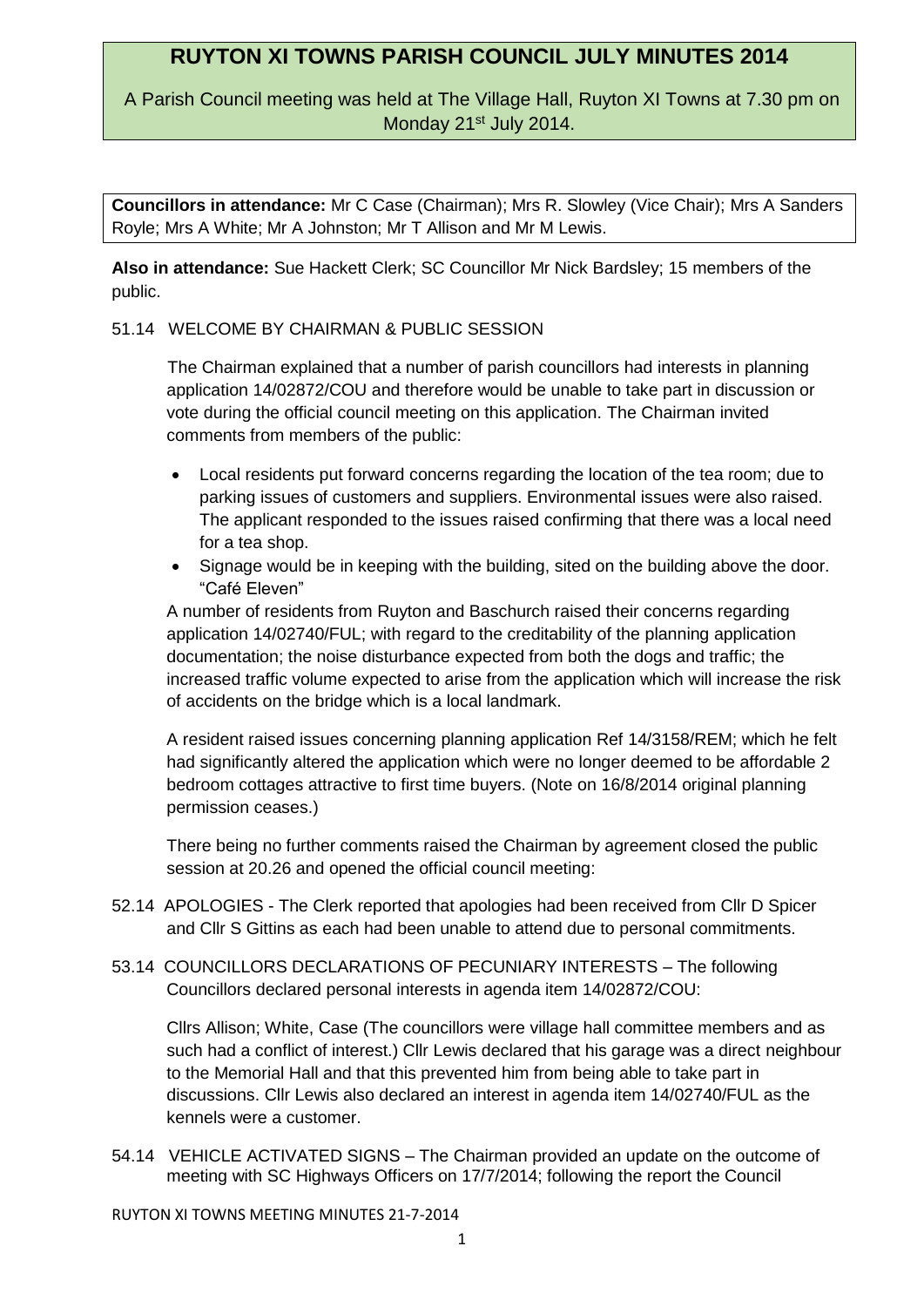# RUYTON XI TOWNS PARISH COUNCIL JULY MINUTES 2014

A Parish Council meeting was held at The Village Hall, Ruyton XI Towns at 7.30 pm on Monday 21st July 2014.

**Councillors in attendance:** Mr C Case (Chairman); Mrs R. Slowley (Vice Chair); Mrs A Sanders Royle; Mrs A White; Mr A Johnston; Mr T Allison and Mr M Lewis.

**Also in attendance:** Sue Hackett Clerk; SC Councillor Mr Nick Bardsley; 15 members of the public.

51.14 WELCOME BY CHAIRMAN & PUBLIC SESSION

The Chairman explained that a number of parish councillors had interests in planning application 14/02872/COU and therefore would be unable to take part in discussion or vote during the official council meeting on this application. The Chairman invited comments from members of the public:

- Local residents put forward concerns regarding the location of the tea room; due to parking issues of customers and suppliers. Environmental issues were also raised. The applicant responded to the issues raised confirming that there was a local need for a tea shop.
- Signage would be in keeping with the building, sited on the building above the door. "Café Eleven"

A number of residents from Ruyton and Baschurch raised their concerns regarding application 14/02740/FUL; with regard to the creditability of the planning application documentation; the noise disturbance expected from both the dogs and traffic; the increased traffic volume expected to arise from the application which will increase the risk of accidents on the bridge which is a local landmark.

A resident raised issues concerning planning application Ref 14/3158/REM; which he felt had significantly altered the application which were no longer deemed to be affordable 2 bedroom cottages attractive to first time buyers. (Note on 16/8/2014 original planning permission ceases.)

There being no further comments raised the Chairman by agreement closed the public session at 20.26 and opened the official council meeting:

52.14 APOLOGIES - The Clerk reported that apologies had been received from Cllr D Spicer and Cllr S Gittins as each had been unable to attend due to personal commitments.

53.14 COUNCILLORS DECLARATIONS OF PECUNIARY INTERESTS – The following Councillors declared personal interests in agenda item 14/02872/COU:

Cllrs Allison; White, Case (The councillors were village hall committee members and as such had a conflict of interest.) Cllr Lewis declared that his garage was a direct neighbour to the Memorial Hall and that this prevented him from being able to take part in discussions. Cllr Lewis also declared an interest in agenda item 14/02740/FUL as the kennels were a customer.

54.14 VEHICLE ACTIVATED SIGNS – The Chairman provided an update on the outcome of meeting with SC Highways Officers on 17/7/2014; following the report the Council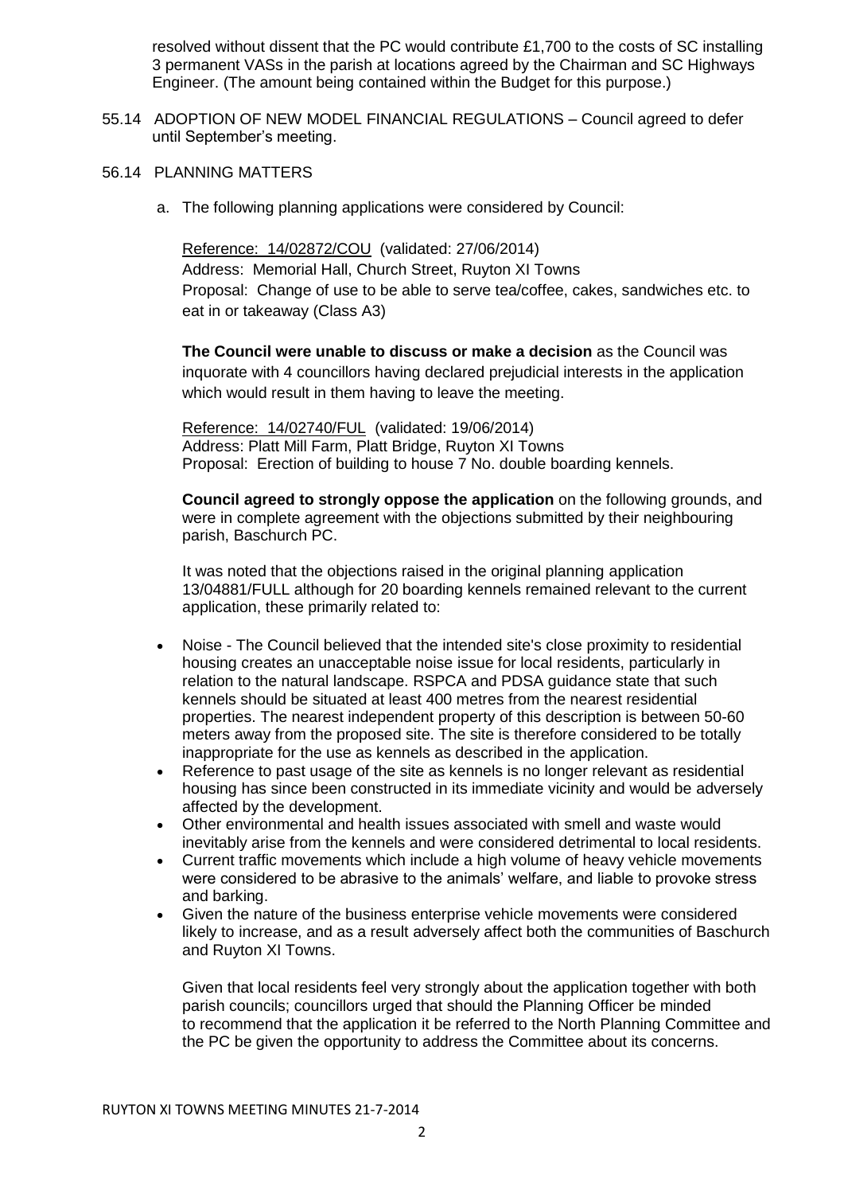resolved without dissent that the PC would contribute £1,700 to the costs of SC installing 3 permanent VASs in the parish at locations agreed by the Chairman and SC Highways Engineer. (The amount being contained within the Budget for this purpose.)

55.14 ADOPTION OF NEW MODEL FINANCIAL REGULATIONS – Council agreed to defer until September's meeting.

56.14 PLANNING MATTERS

a. The following planning applications were considered by Council:

Reference: 14/02872/COU (validated: 27/06/2014)
Address: Memorial Hall, Church Street, Ruyton XI Towns
Proposal: Change of use to be able to serve tea/coffee, cakes, sandwiches etc. to eat in or takeaway (Class A3)

**The Council were unable to discuss or make a decision** as the Council was inquorate with 4 councillors having declared prejudicial interests in the application which would result in them having to leave the meeting.

Reference: 14/02740/FUL (validated: 19/06/2014)
Address: Platt Mill Farm, Platt Bridge, Ruyton XI Towns
Proposal: Erection of building to house 7 No. double boarding kennels.

**Council agreed to strongly oppose the application** on the following grounds, and were in complete agreement with the objections submitted by their neighbouring parish, Baschurch PC.

It was noted that the objections raised in the original planning application 13/04881/FULL although for 20 boarding kennels remained relevant to the current application, these primarily related to:

- Noise - The Council believed that the intended site's close proximity to residential housing creates an unacceptable noise issue for local residents, particularly in relation to the natural landscape. RSPCA and PDSA guidance state that such kennels should be situated at least 400 metres from the nearest residential properties. The nearest independent property of this description is between 50-60 meters away from the proposed site. The site is therefore considered to be totally inappropriate for the use as kennels as described in the application.
- Reference to past usage of the site as kennels is no longer relevant as residential housing has since been constructed in its immediate vicinity and would be adversely affected by the development.
- Other environmental and health issues associated with smell and waste would inevitably arise from the kennels and were considered detrimental to local residents.
- Current traffic movements which include a high volume of heavy vehicle movements were considered to be abrasive to the animals' welfare, and liable to provoke stress and barking.
- Given the nature of the business enterprise vehicle movements were considered likely to increase, and as a result adversely affect both the communities of Baschurch and Ruyton XI Towns.

Given that local residents feel very strongly about the application together with both parish councils; councillors urged that should the Planning Officer be minded to recommend that the application it be referred to the North Planning Committee and the PC be given the opportunity to address the Committee about its concerns.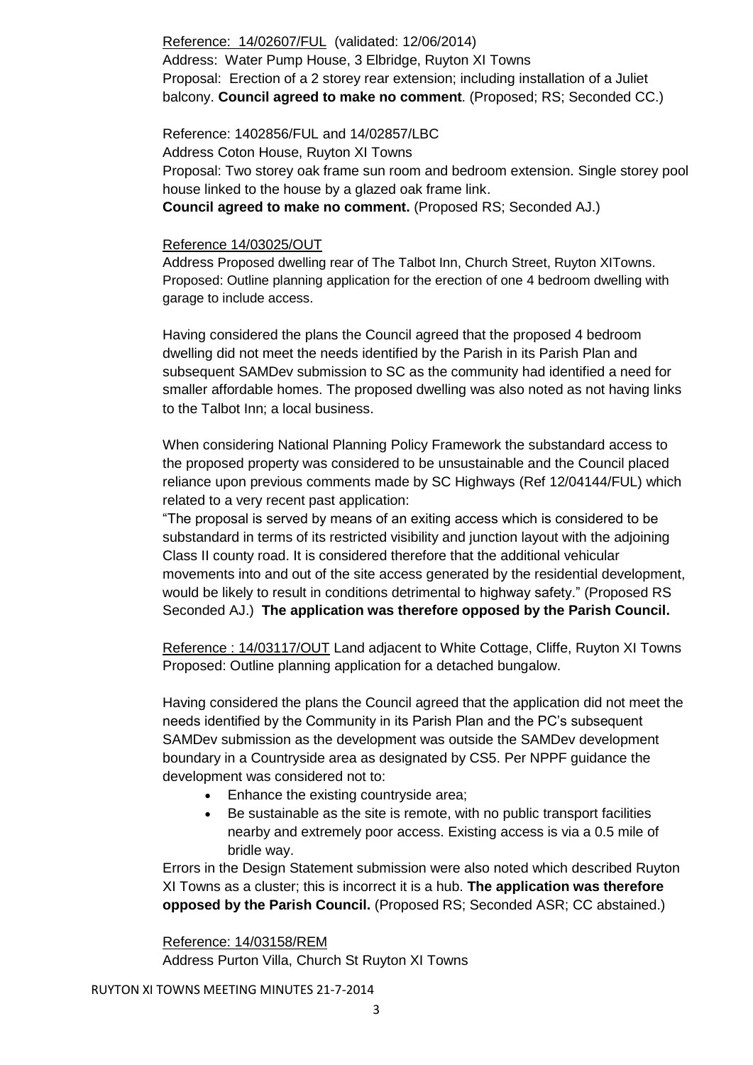Reference: 14/02607/FUL (validated: 12/06/2014)
Address: Water Pump House, 3 Elbridge, Ruyton XI Towns
Proposal: Erection of a 2 storey rear extension; including installation of a Juliet balcony. **Council agreed to make no comment**. (Proposed; RS; Seconded CC.)

Reference: 1402856/FUL and 14/02857/LBC
Address Coton House, Ruyton XI Towns
Proposal: Two storey oak frame sun room and bedroom extension. Single storey pool house linked to the house by a glazed oak frame link.
**Council agreed to make no comment.** (Proposed RS; Seconded AJ.)

Reference 14/03025/OUT
Address Proposed dwelling rear of The Talbot Inn, Church Street, Ruyton XITowns.
Proposed: Outline planning application for the erection of one 4 bedroom dwelling with garage to include access.

Having considered the plans the Council agreed that the proposed 4 bedroom dwelling did not meet the needs identified by the Parish in its Parish Plan and subsequent SAMDev submission to SC as the community had identified a need for smaller affordable homes. The proposed dwelling was also noted as not having links to the Talbot Inn; a local business.

When considering National Planning Policy Framework the substandard access to the proposed property was considered to be unsustainable and the Council placed reliance upon previous comments made by SC Highways (Ref 12/04144/FUL) which related to a very recent past application:
"The proposal is served by means of an exiting access which is considered to be substandard in terms of its restricted visibility and junction layout with the adjoining Class II county road. It is considered therefore that the additional vehicular movements into and out of the site access generated by the residential development, would be likely to result in conditions detrimental to highway safety." (Proposed RS Seconded AJ.) **The application was therefore opposed by the Parish Council.**

Reference : 14/03117/OUT Land adjacent to White Cottage, Cliffe, Ruyton XI Towns
Proposed: Outline planning application for a detached bungalow.

Having considered the plans the Council agreed that the application did not meet the needs identified by the Community in its Parish Plan and the PC's subsequent SAMDev submission as the development was outside the SAMDev development boundary in a Countryside area as designated by CS5. Per NPPF guidance the development was considered not to:

- Enhance the existing countryside area;
- Be sustainable as the site is remote, with no public transport facilities nearby and extremely poor access. Existing access is via a 0.5 mile of bridle way.

Errors in the Design Statement submission were also noted which described Ruyton XI Towns as a cluster; this is incorrect it is a hub. **The application was therefore opposed by the Parish Council.** (Proposed RS; Seconded ASR; CC abstained.)

Reference: 14/03158/REM
Address Purton Villa, Church St Ruyton XI Towns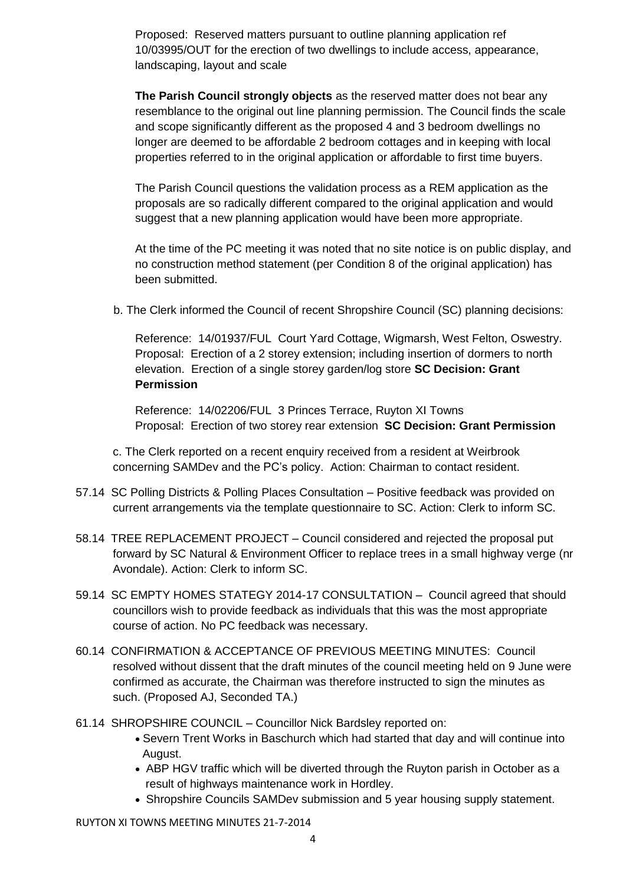Proposed: Reserved matters pursuant to outline planning application ref 10/03995/OUT for the erection of two dwellings to include access, appearance, landscaping, layout and scale

**The Parish Council strongly objects** as the reserved matter does not bear any resemblance to the original out line planning permission. The Council finds the scale and scope significantly different as the proposed 4 and 3 bedroom dwellings no longer are deemed to be affordable 2 bedroom cottages and in keeping with local properties referred to in the original application or affordable to first time buyers.

The Parish Council questions the validation process as a REM application as the proposals are so radically different compared to the original application and would suggest that a new planning application would have been more appropriate.

At the time of the PC meeting it was noted that no site notice is on public display, and no construction method statement (per Condition 8 of the original application) has been submitted.

b. The Clerk informed the Council of recent Shropshire Council (SC) planning decisions:

Reference: 14/01937/FUL Court Yard Cottage, Wigmarsh, West Felton, Oswestry. Proposal: Erection of a 2 storey extension; including insertion of dormers to north elevation. Erection of a single storey garden/log store **SC Decision: Grant Permission**

Reference: 14/02206/FUL 3 Princes Terrace, Ruyton XI Towns
Proposal: Erection of two storey rear extension **SC Decision: Grant Permission**

c. The Clerk reported on a recent enquiry received from a resident at Weirbrook concerning SAMDev and the PC's policy. Action: Chairman to contact resident.

57.14 SC Polling Districts & Polling Places Consultation – Positive feedback was provided on current arrangements via the template questionnaire to SC. Action: Clerk to inform SC.

58.14 TREE REPLACEMENT PROJECT – Council considered and rejected the proposal put forward by SC Natural & Environment Officer to replace trees in a small highway verge (nr Avondale). Action: Clerk to inform SC.

59.14 SC EMPTY HOMES STATEGY 2014-17 CONSULTATION – Council agreed that should councillors wish to provide feedback as individuals that this was the most appropriate course of action. No PC feedback was necessary.

60.14 CONFIRMATION & ACCEPTANCE OF PREVIOUS MEETING MINUTES: Council resolved without dissent that the draft minutes of the council meeting held on 9 June were confirmed as accurate, the Chairman was therefore instructed to sign the minutes as such. (Proposed AJ, Seconded TA.)

61.14 SHROPSHIRE COUNCIL – Councillor Nick Bardsley reported on:

- Severn Trent Works in Baschurch which had started that day and will continue into August.
- ABP HGV traffic which will be diverted through the Ruyton parish in October as a result of highways maintenance work in Hordley.
- Shropshire Councils SAMDev submission and 5 year housing supply statement.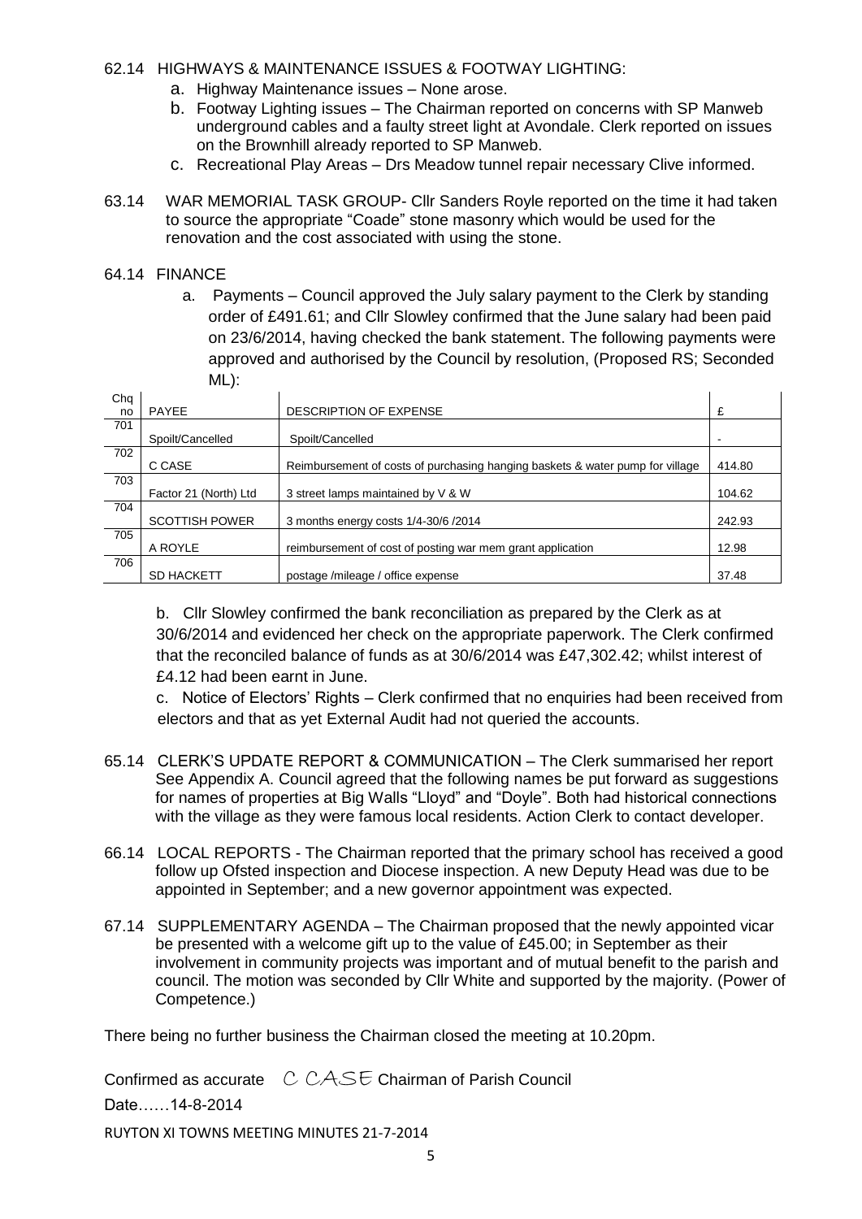62.14 HIGHWAYS & MAINTENANCE ISSUES & FOOTWAY LIGHTING:

a. Highway Maintenance issues – None arose.
b. Footway Lighting issues – The Chairman reported on concerns with SP Manweb underground cables and a faulty street light at Avondale. Clerk reported on issues on the Brownhill already reported to SP Manweb.
c. Recreational Play Areas – Drs Meadow tunnel repair necessary Clive informed.

63.14 WAR MEMORIAL TASK GROUP- Cllr Sanders Royle reported on the time it had taken to source the appropriate "Coade" stone masonry which would be used for the renovation and the cost associated with using the stone.

64.14 FINANCE

a. Payments – Council approved the July salary payment to the Clerk by standing order of £491.61; and Cllr Slowley confirmed that the June salary had been paid on 23/6/2014, having checked the bank statement. The following payments were approved and authorised by the Council by resolution, (Proposed RS; Seconded ML):

| Chq no | PAYEE | DESCRIPTION OF EXPENSE | £ |
|---|---|---|---|
| 701 | Spoilt/Cancelled | Spoilt/Cancelled | - |
| 702 | C CASE | Reimbursement of costs of purchasing hanging baskets & water pump for village | 414.80 |
| 703 | Factor 21 (North) Ltd | 3 street lamps maintained by V & W | 104.62 |
| 704 | SCOTTISH POWER | 3 months energy costs 1/4-30/6 /2014 | 242.93 |
| 705 | A ROYLE | reimbursement of cost of posting war mem grant application | 12.98 |
| 706 | SD HACKETT | postage /mileage / office expense | 37.48 |

b. Cllr Slowley confirmed the bank reconciliation as prepared by the Clerk as at 30/6/2014 and evidenced her check on the appropriate paperwork. The Clerk confirmed that the reconciled balance of funds as at 30/6/2014 was £47,302.42; whilst interest of £4.12 had been earnt in June.

c. Notice of Electors' Rights – Clerk confirmed that no enquiries had been received from electors and that as yet External Audit had not queried the accounts.

65.14 CLERK'S UPDATE REPORT & COMMUNICATION – The Clerk summarised her report See Appendix A. Council agreed that the following names be put forward as suggestions for names of properties at Big Walls "Lloyd" and "Doyle". Both had historical connections with the village as they were famous local residents. Action Clerk to contact developer.

66.14 LOCAL REPORTS - The Chairman reported that the primary school has received a good follow up Ofsted inspection and Diocese inspection. A new Deputy Head was due to be appointed in September; and a new governor appointment was expected.

67.14 SUPPLEMENTARY AGENDA – The Chairman proposed that the newly appointed vicar be presented with a welcome gift up to the value of £45.00; in September as their involvement in community projects was important and of mutual benefit to the parish and council. The motion was seconded by Cllr White and supported by the majority. (Power of Competence.)

There being no further business the Chairman closed the meeting at 10.20pm.

Confirmed as accurate C CASE Chairman of Parish Council

Date……14-8-2014

RUYTON XI TOWNS MEETING MINUTES 21-7-2014